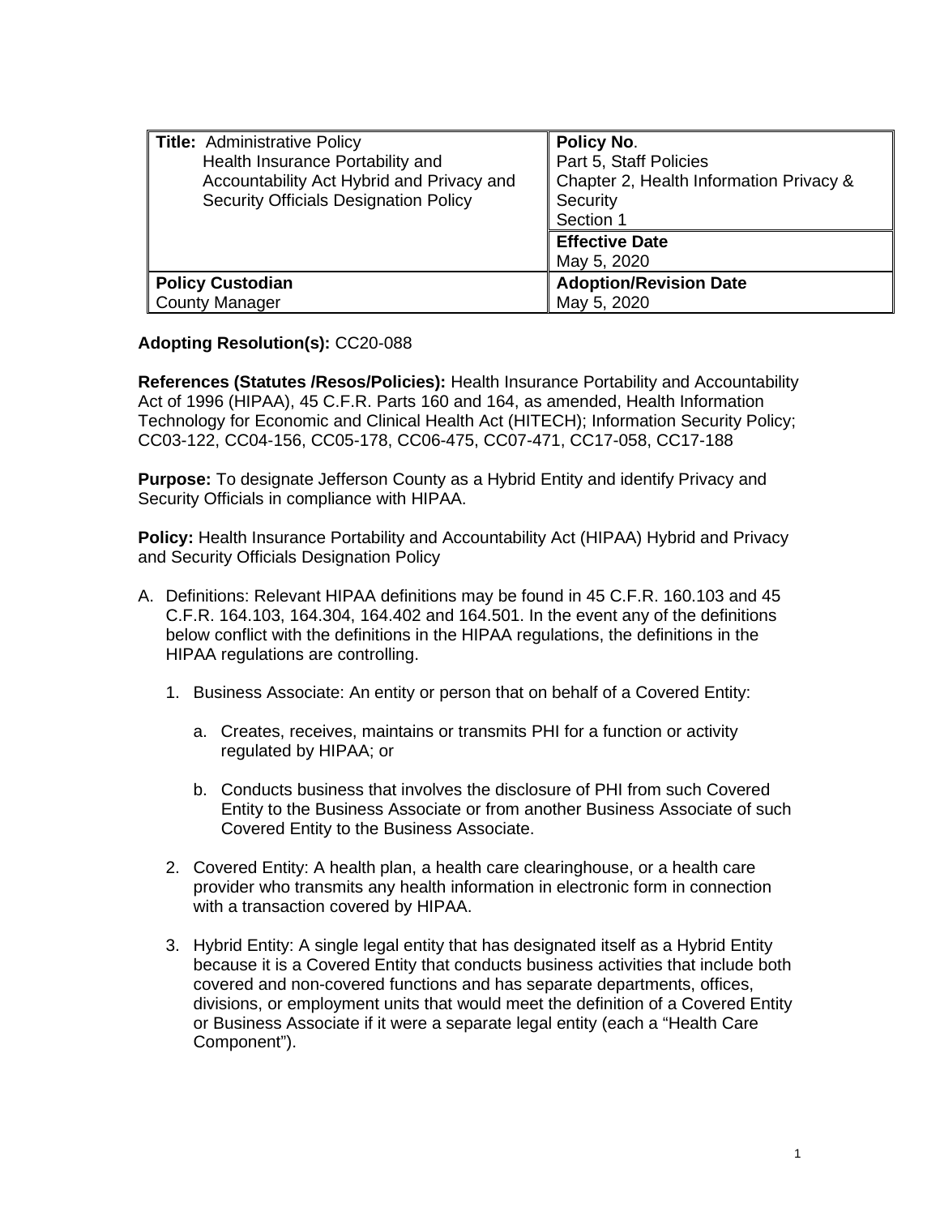| **Title:** Administrative Policy<br>Health Insurance Portability and Accountability Act Hybrid and Privacy and Security Officials Designation Policy | **Policy No.**<br>Part 5, Staff Policies<br>Chapter 2, Health Information Privacy & Security<br>Section 1 |
| --- | --- |
| | **Effective Date**<br>May 5, 2020 |
| **Policy Custodian**<br>County Manager | **Adoption/Revision Date**<br>May 5, 2020 |

**Adopting Resolution(s):** CC20-088

**References (Statutes /Resos/Policies):** Health Insurance Portability and Accountability Act of 1996 (HIPAA), 45 C.F.R. Parts 160 and 164, as amended, Health Information Technology for Economic and Clinical Health Act (HITECH); Information Security Policy; CC03-122, CC04-156, CC05-178, CC06-475, CC07-471, CC17-058, CC17-188

**Purpose:** To designate Jefferson County as a Hybrid Entity and identify Privacy and Security Officials in compliance with HIPAA.

**Policy:** Health Insurance Portability and Accountability Act (HIPAA) Hybrid and Privacy and Security Officials Designation Policy

A. Definitions: Relevant HIPAA definitions may be found in 45 C.F.R. 160.103 and 45 C.F.R. 164.103, 164.304, 164.402 and 164.501. In the event any of the definitions below conflict with the definitions in the HIPAA regulations, the definitions in the HIPAA regulations are controlling.

   1. Business Associate: An entity or person that on behalf of a Covered Entity:

      a. Creates, receives, maintains or transmits PHI for a function or activity regulated by HIPAA; or

      b. Conducts business that involves the disclosure of PHI from such Covered Entity to the Business Associate or from another Business Associate of such Covered Entity to the Business Associate.

   2. Covered Entity: A health plan, a health care clearinghouse, or a health care provider who transmits any health information in electronic form in connection with a transaction covered by HIPAA.

   3. Hybrid Entity: A single legal entity that has designated itself as a Hybrid Entity because it is a Covered Entity that conducts business activities that include both covered and non-covered functions and has separate departments, offices, divisions, or employment units that would meet the definition of a Covered Entity or Business Associate if it were a separate legal entity (each a "Health Care Component").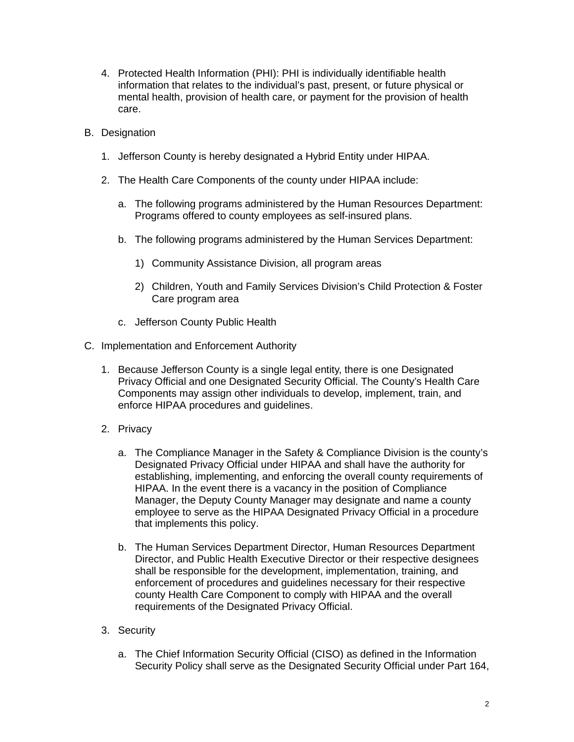4. Protected Health Information (PHI): PHI is individually identifiable health information that relates to the individual's past, present, or future physical or mental health, provision of health care, or payment for the provision of health care.

B. Designation

1. Jefferson County is hereby designated a Hybrid Entity under HIPAA.

2. The Health Care Components of the county under HIPAA include:

   a. The following programs administered by the Human Resources Department: Programs offered to county employees as self-insured plans.

   b. The following programs administered by the Human Services Department:

      1) Community Assistance Division, all program areas

      2) Children, Youth and Family Services Division's Child Protection & Foster Care program area

   c. Jefferson County Public Health

C. Implementation and Enforcement Authority

1. Because Jefferson County is a single legal entity, there is one Designated Privacy Official and one Designated Security Official. The County's Health Care Components may assign other individuals to develop, implement, train, and enforce HIPAA procedures and guidelines.

2. Privacy

   a. The Compliance Manager in the Safety & Compliance Division is the county's Designated Privacy Official under HIPAA and shall have the authority for establishing, implementing, and enforcing the overall county requirements of HIPAA. In the event there is a vacancy in the position of Compliance Manager, the Deputy County Manager may designate and name a county employee to serve as the HIPAA Designated Privacy Official in a procedure that implements this policy.

   b. The Human Services Department Director, Human Resources Department Director, and Public Health Executive Director or their respective designees shall be responsible for the development, implementation, training, and enforcement of procedures and guidelines necessary for their respective county Health Care Component to comply with HIPAA and the overall requirements of the Designated Privacy Official.

3. Security

   a. The Chief Information Security Official (CISO) as defined in the Information Security Policy shall serve as the Designated Security Official under Part 164,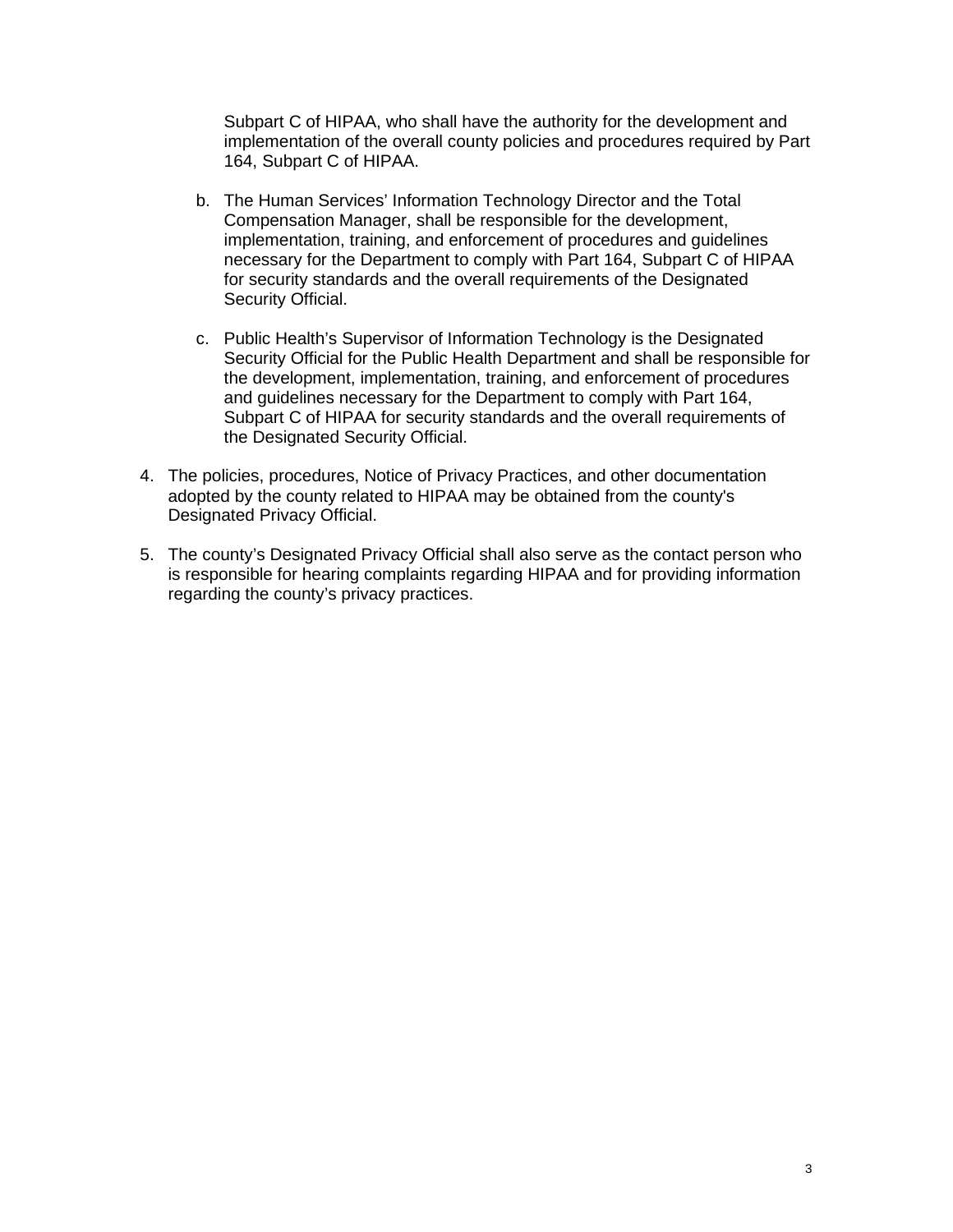Subpart C of HIPAA, who shall have the authority for the development and implementation of the overall county policies and procedures required by Part 164, Subpart C of HIPAA.

   b. The Human Services' Information Technology Director and the Total Compensation Manager, shall be responsible for the development, implementation, training, and enforcement of procedures and guidelines necessary for the Department to comply with Part 164, Subpart C of HIPAA for security standards and the overall requirements of the Designated Security Official.

   c. Public Health's Supervisor of Information Technology is the Designated Security Official for the Public Health Department and shall be responsible for the development, implementation, training, and enforcement of procedures and guidelines necessary for the Department to comply with Part 164, Subpart C of HIPAA for security standards and the overall requirements of the Designated Security Official.

4. The policies, procedures, Notice of Privacy Practices, and other documentation adopted by the county related to HIPAA may be obtained from the county's Designated Privacy Official.

5. The county's Designated Privacy Official shall also serve as the contact person who is responsible for hearing complaints regarding HIPAA and for providing information regarding the county's privacy practices.